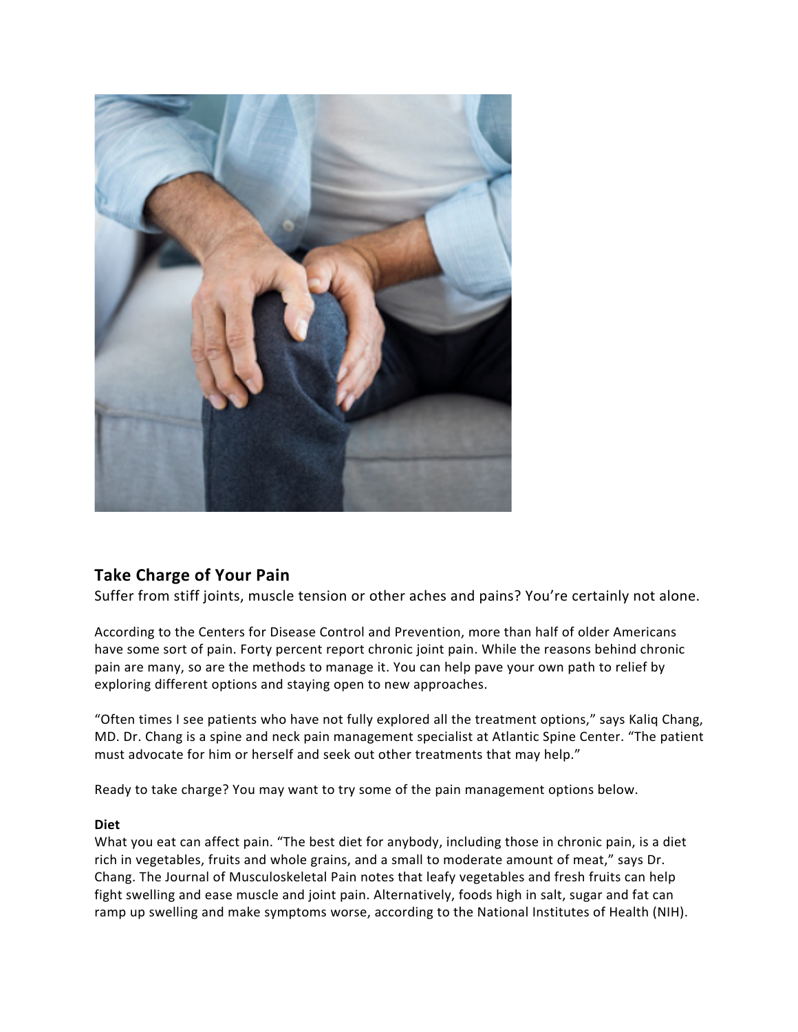## Take Charge of Your Pain

Suffer from stiff joints, muscle tension or other aches and pains? You're certainly not alone.

According to the Centers for Disease Control and Prevention, more than half of older Americans have some sort of pain. Forty percent report chronic joint pain. While the reasons behind chronic pain are many, so are the methods to manage it. You can help pave your own path to relief by exploring different options and staying open to new approaches.

"Often times I see patients who have not fully explored all the treatment options," says Kaliq Chang, MD. Dr. Chang is a spine and neck pain management specialist at Atlantic Spine Center. "The patient must advocate for him or herself and seek out other treatments that may help."

Ready to take charge? You may want to try some of the pain management options below.

**Diet**

What you eat can affect pain. "The best diet for anybody, including those in chronic pain, is a diet rich in vegetables, fruits and whole grains, and a small to moderate amount of meat," says Dr. Chang. The Journal of Musculoskeletal Pain notes that leafy vegetables and fresh fruits can help fight swelling and ease muscle and joint pain. Alternatively, foods high in salt, sugar and fat can ramp up swelling and make symptoms worse, according to the National Institutes of Health (NIH).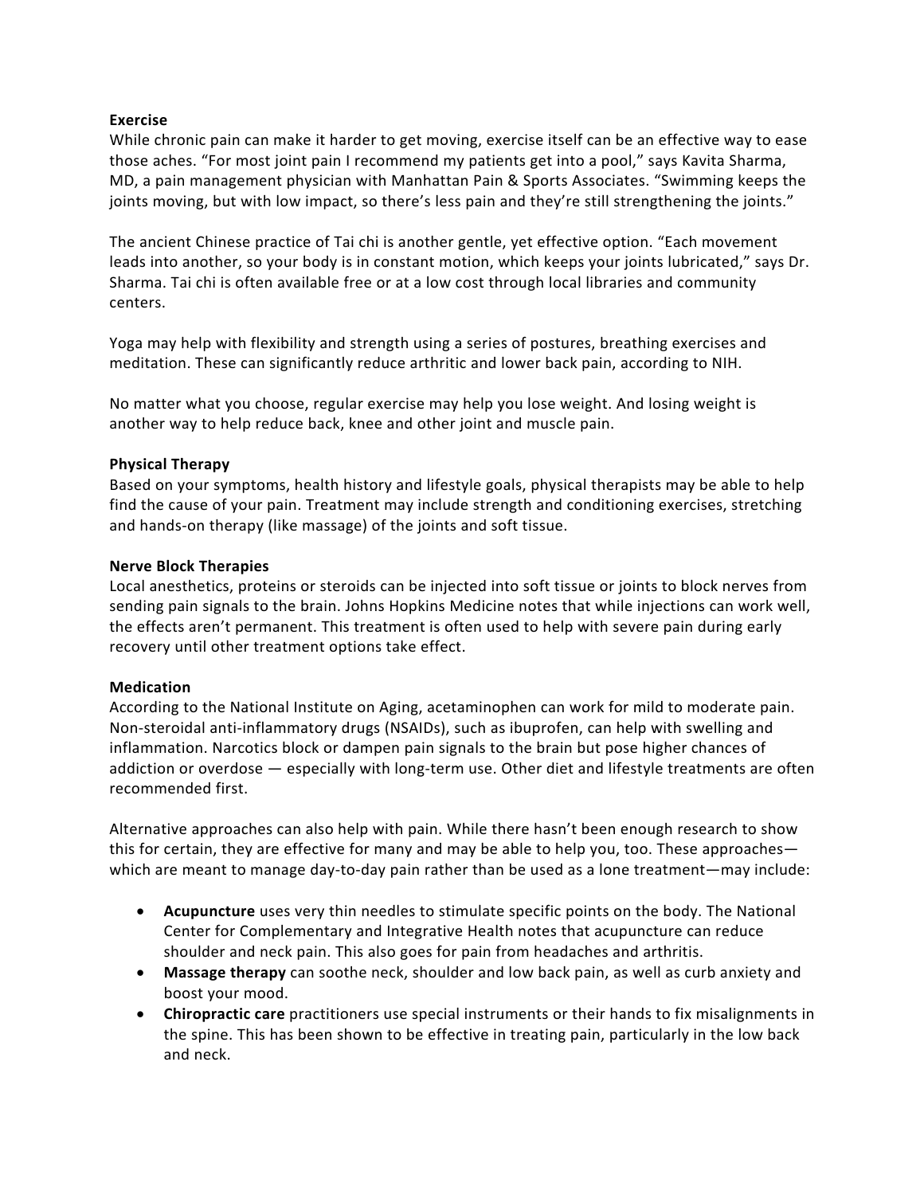**Exercise**

While chronic pain can make it harder to get moving, exercise itself can be an effective way to ease those aches. "For most joint pain I recommend my patients get into a pool," says Kavita Sharma, MD, a pain management physician with Manhattan Pain & Sports Associates. "Swimming keeps the joints moving, but with low impact, so there's less pain and they're still strengthening the joints."

The ancient Chinese practice of Tai chi is another gentle, yet effective option. "Each movement leads into another, so your body is in constant motion, which keeps your joints lubricated," says Dr. Sharma. Tai chi is often available free or at a low cost through local libraries and community centers.

Yoga may help with flexibility and strength using a series of postures, breathing exercises and meditation. These can significantly reduce arthritic and lower back pain, according to NIH.

No matter what you choose, regular exercise may help you lose weight. And losing weight is another way to help reduce back, knee and other joint and muscle pain.

**Physical Therapy**

Based on your symptoms, health history and lifestyle goals, physical therapists may be able to help find the cause of your pain. Treatment may include strength and conditioning exercises, stretching and hands-on therapy (like massage) of the joints and soft tissue.

**Nerve Block Therapies**

Local anesthetics, proteins or steroids can be injected into soft tissue or joints to block nerves from sending pain signals to the brain. Johns Hopkins Medicine notes that while injections can work well, the effects aren't permanent. This treatment is often used to help with severe pain during early recovery until other treatment options take effect.

**Medication**

According to the National Institute on Aging, acetaminophen can work for mild to moderate pain. Non-steroidal anti-inflammatory drugs (NSAIDs), such as ibuprofen, can help with swelling and inflammation. Narcotics block or dampen pain signals to the brain but pose higher chances of addiction or overdose — especially with long-term use. Other diet and lifestyle treatments are often recommended first.

Alternative approaches can also help with pain. While there hasn't been enough research to show this for certain, they are effective for many and may be able to help you, too. These approaches—which are meant to manage day-to-day pain rather than be used as a lone treatment—may include:

- **Acupuncture** uses very thin needles to stimulate specific points on the body. The National Center for Complementary and Integrative Health notes that acupuncture can reduce shoulder and neck pain. This also goes for pain from headaches and arthritis.
- **Massage therapy** can soothe neck, shoulder and low back pain, as well as curb anxiety and boost your mood.
- **Chiropractic care** practitioners use special instruments or their hands to fix misalignments in the spine. This has been shown to be effective in treating pain, particularly in the low back and neck.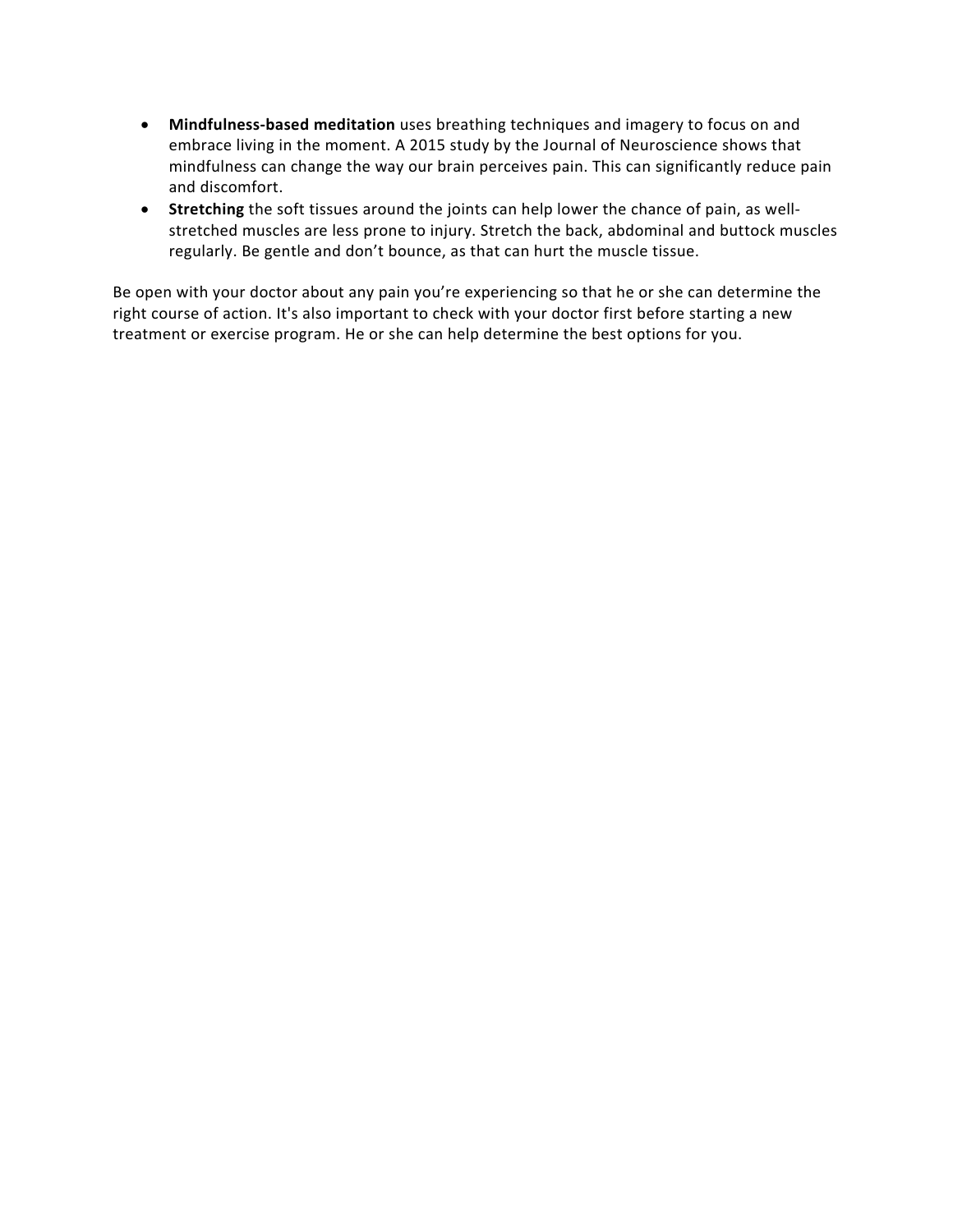- **Mindfulness-based meditation** uses breathing techniques and imagery to focus on and embrace living in the moment. A 2015 study by the Journal of Neuroscience shows that mindfulness can change the way our brain perceives pain. This can significantly reduce pain and discomfort.
- **Stretching** the soft tissues around the joints can help lower the chance of pain, as well-stretched muscles are less prone to injury. Stretch the back, abdominal and buttock muscles regularly. Be gentle and don't bounce, as that can hurt the muscle tissue.

Be open with your doctor about any pain you're experiencing so that he or she can determine the right course of action. It's also important to check with your doctor first before starting a new treatment or exercise program. He or she can help determine the best options for you.